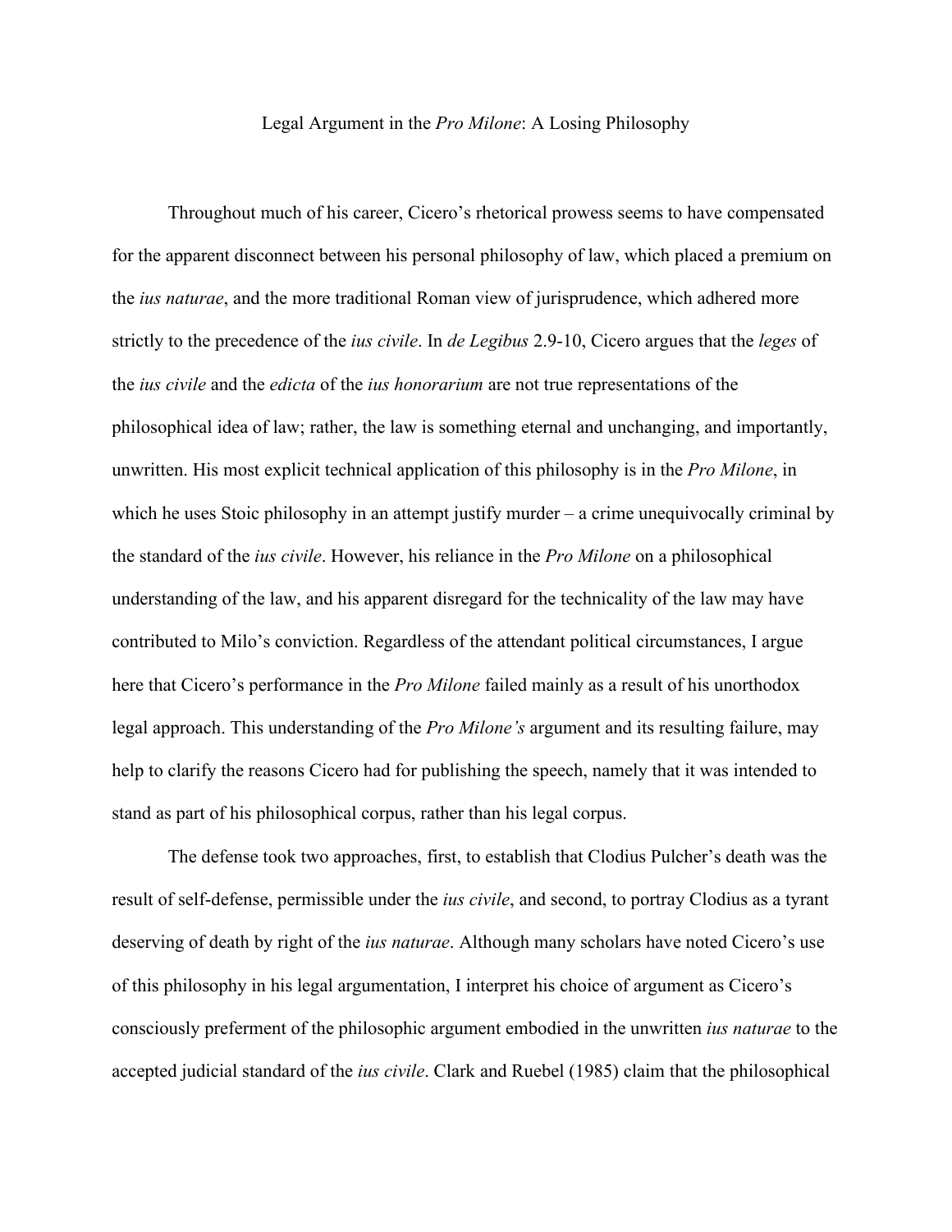# Legal Argument in the *Pro Milone*: A Losing Philosophy

Throughout much of his career, Cicero's rhetorical prowess seems to have compensated for the apparent disconnect between his personal philosophy of law, which placed a premium on the *ius naturae*, and the more traditional Roman view of jurisprudence, which adhered more strictly to the precedence of the *ius civile*. In *de Legibus* 2.9-10, Cicero argues that the *leges* of the *ius civile* and the *edicta* of the *ius honorarium* are not true representations of the philosophical idea of law; rather, the law is something eternal and unchanging, and importantly, unwritten. His most explicit technical application of this philosophy is in the *Pro Milone*, in which he uses Stoic philosophy in an attempt justify murder – a crime unequivocally criminal by the standard of the *ius civile*. However, his reliance in the *Pro Milone* on a philosophical understanding of the law, and his apparent disregard for the technicality of the law may have contributed to Milo's conviction. Regardless of the attendant political circumstances, I argue here that Cicero's performance in the *Pro Milone* failed mainly as a result of his unorthodox legal approach. This understanding of the *Pro Milone's* argument and its resulting failure, may help to clarify the reasons Cicero had for publishing the speech, namely that it was intended to stand as part of his philosophical corpus, rather than his legal corpus.

The defense took two approaches, first, to establish that Clodius Pulcher's death was the result of self-defense, permissible under the *ius civile*, and second, to portray Clodius as a tyrant deserving of death by right of the *ius naturae*. Although many scholars have noted Cicero's use of this philosophy in his legal argumentation, I interpret his choice of argument as Cicero's consciously preferment of the philosophic argument embodied in the unwritten *ius naturae* to the accepted judicial standard of the *ius civile*. Clark and Ruebel (1985) claim that the philosophical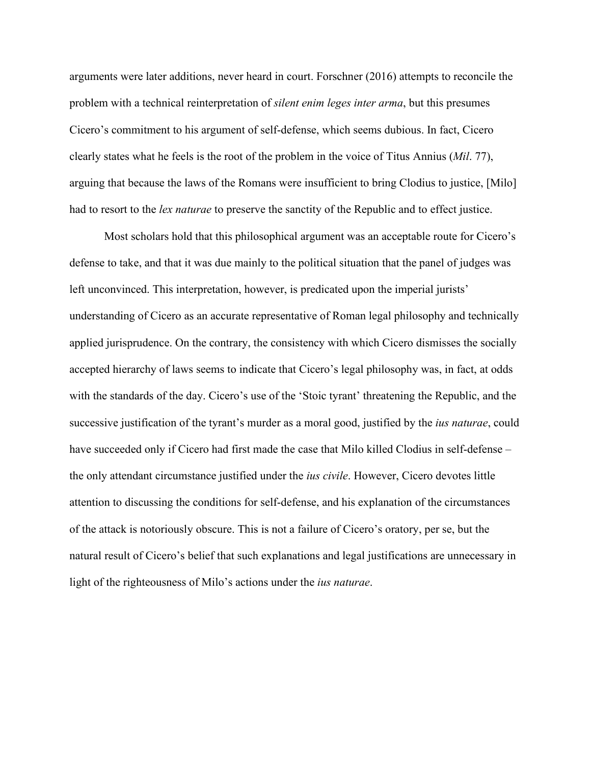arguments were later additions, never heard in court. Forschner (2016) attempts to reconcile the problem with a technical reinterpretation of *silent enim leges inter arma*, but this presumes Cicero's commitment to his argument of self-defense, which seems dubious. In fact, Cicero clearly states what he feels is the root of the problem in the voice of Titus Annius (*Mil*. 77), arguing that because the laws of the Romans were insufficient to bring Clodius to justice, [Milo] had to resort to the *lex naturae* to preserve the sanctity of the Republic and to effect justice.

Most scholars hold that this philosophical argument was an acceptable route for Cicero's defense to take, and that it was due mainly to the political situation that the panel of judges was left unconvinced. This interpretation, however, is predicated upon the imperial jurists' understanding of Cicero as an accurate representative of Roman legal philosophy and technically applied jurisprudence. On the contrary, the consistency with which Cicero dismisses the socially accepted hierarchy of laws seems to indicate that Cicero's legal philosophy was, in fact, at odds with the standards of the day. Cicero's use of the 'Stoic tyrant' threatening the Republic, and the successive justification of the tyrant's murder as a moral good, justified by the *ius naturae*, could have succeeded only if Cicero had first made the case that Milo killed Clodius in self-defense – the only attendant circumstance justified under the *ius civile*. However, Cicero devotes little attention to discussing the conditions for self-defense, and his explanation of the circumstances of the attack is notoriously obscure. This is not a failure of Cicero's oratory, per se, but the natural result of Cicero's belief that such explanations and legal justifications are unnecessary in light of the righteousness of Milo's actions under the *ius naturae*.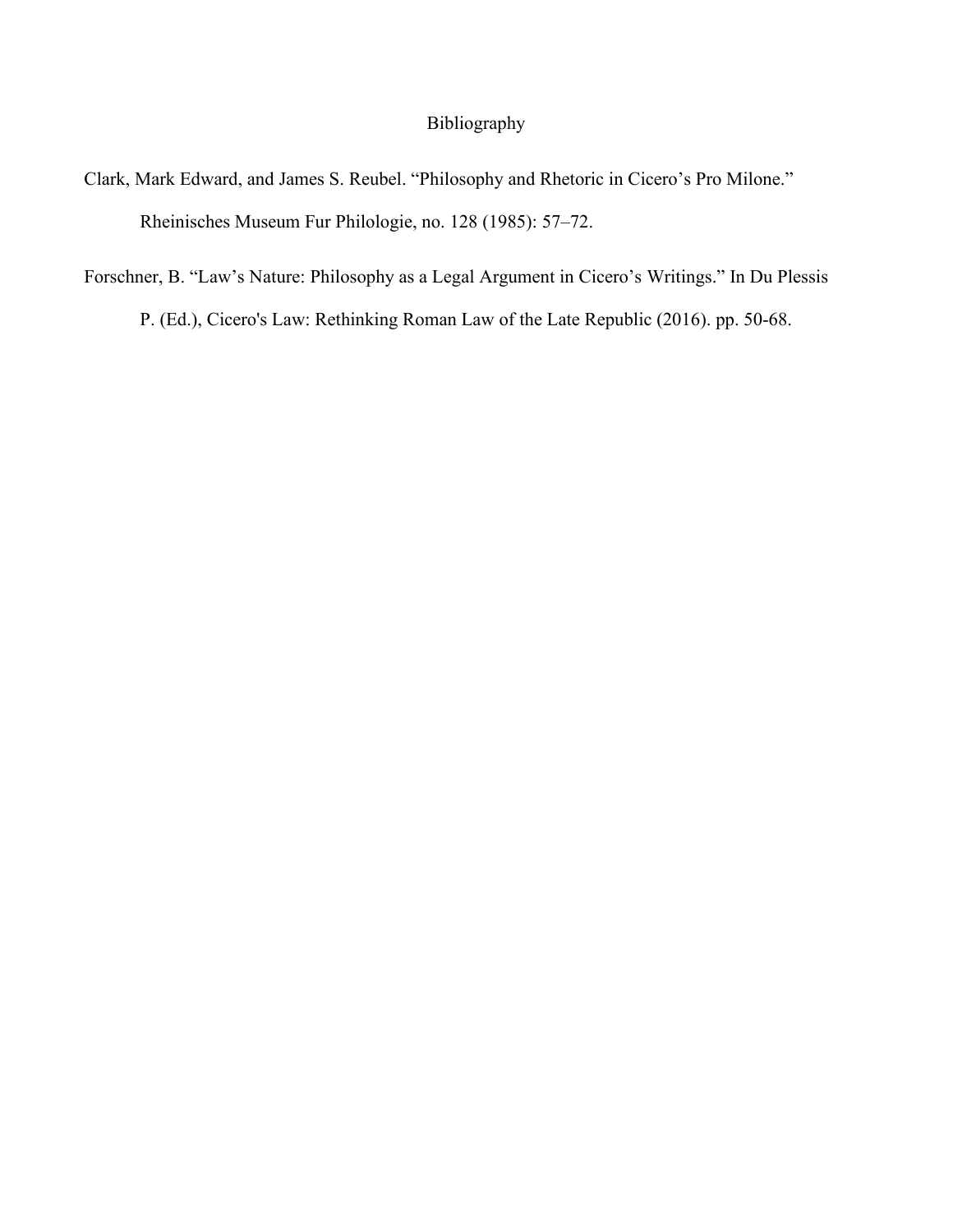# Bibliography

Clark, Mark Edward, and James S. Reubel. "Philosophy and Rhetoric in Cicero's Pro Milone." Rheinisches Museum Fur Philologie, no. 128 (1985): 57–72.

Forschner, B. "Law's Nature: Philosophy as a Legal Argument in Cicero's Writings." In Du Plessis P. (Ed.), Cicero's Law: Rethinking Roman Law of the Late Republic (2016). pp. 50-68.